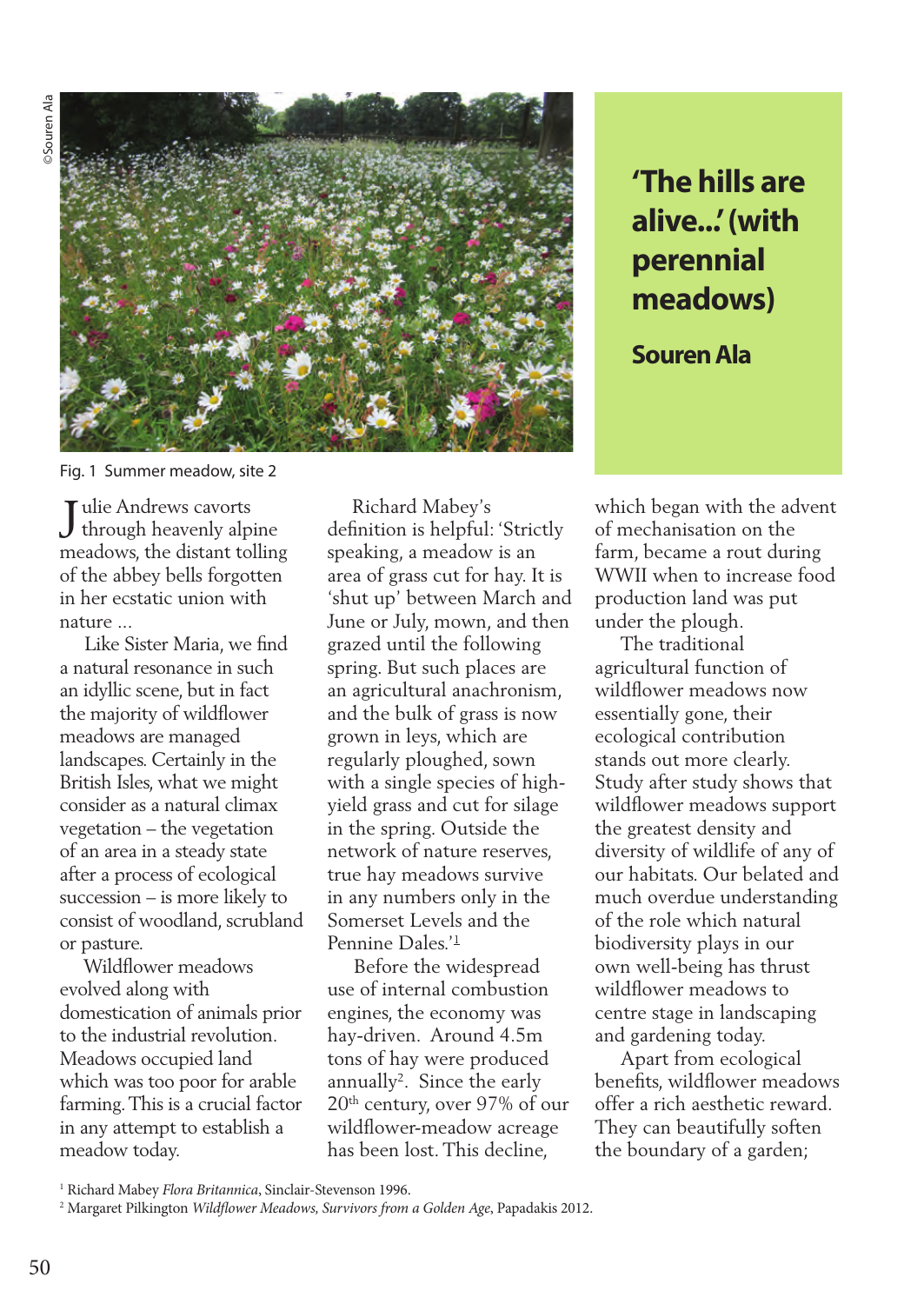# 'The hills are alive...' (with perennial meadows)

**Souren Ala**

©Souren Ala

Fig. 1 Summer meadow, site 2

Julie Andrews cavorts through heavenly alpine meadows, the distant tolling of the abbey bells forgotten in her ecstatic union with nature ...

Like Sister Maria, we find a natural resonance in such an idyllic scene, but in fact the majority of wildflower meadows are managed landscapes. Certainly in the British Isles, what we might consider as a natural climax vegetation – the vegetation of an area in a steady state after a process of ecological succession – is more likely to consist of woodland, scrubland or pasture.

Wildflower meadows evolved along with domestication of animals prior to the industrial revolution. Meadows occupied land which was too poor for arable farming. This is a crucial factor in any attempt to establish a meadow today.

Richard Mabey's definition is helpful: 'Strictly speaking, a meadow is an area of grass cut for hay. It is 'shut up' between March and June or July, mown, and then grazed until the following spring. But such places are an agricultural anachronism, and the bulk of grass is now grown in leys, which are regularly ploughed, sown with a single species of high-yield grass and cut for silage in the spring. Outside the network of nature reserves, true hay meadows survive in any numbers only in the Somerset Levels and the Pennine Dales.'[1]

Before the widespread use of internal combustion engines, the economy was hay-driven. Around 4.5m tons of hay were produced annually[2]. Since the early 20th century, over 97% of our wildflower-meadow acreage has been lost. This decline, which began with the advent of mechanisation on the farm, became a rout during WWII when to increase food production land was put under the plough.

The traditional agricultural function of wildflower meadows now essentially gone, their ecological contribution stands out more clearly. Study after study shows that wildflower meadows support the greatest density and diversity of wildlife of any of our habitats. Our belated and much overdue understanding of the role which natural biodiversity plays in our own well-being has thrust wildflower meadows to centre stage in landscaping and gardening today.

Apart from ecological benefits, wildflower meadows offer a rich aesthetic reward. They can beautifully soften the boundary of a garden;

[1] Richard Mabey *Flora Britannica*, Sinclair-Stevenson 1996.

[2] Margaret Pilkington *Wildflower Meadows, Survivors from a Golden Age*, Papadakis 2012.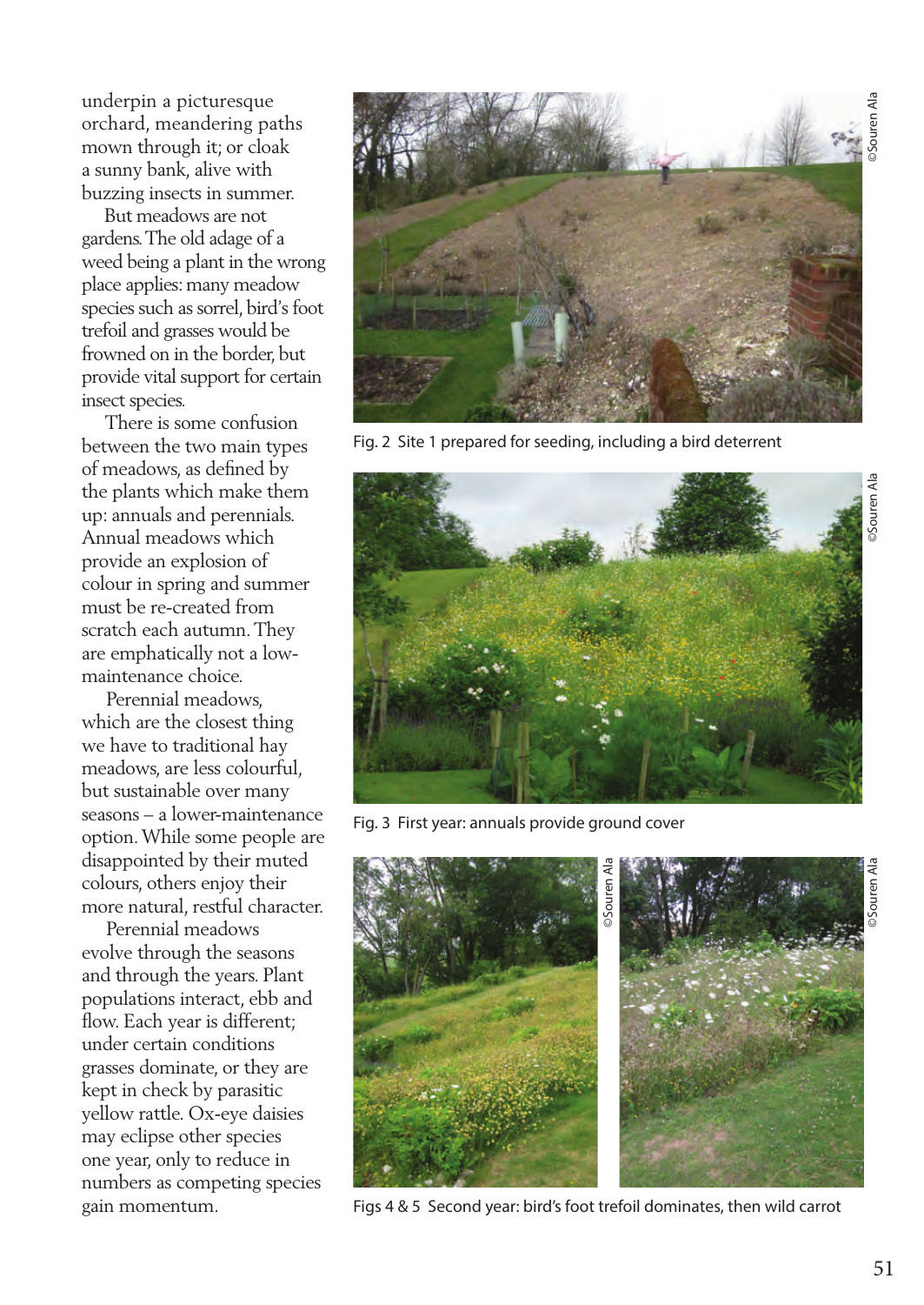underpin a picturesque orchard, meandering paths mown through it; or cloak a sunny bank, alive with buzzing insects in summer.

But meadows are not gardens. The old adage of a weed being a plant in the wrong place applies: many meadow species such as sorrel, bird's foot trefoil and grasses would be frowned on in the border, but provide vital support for certain insect species.

There is some confusion between the two main types of meadows, as defined by the plants which make them up: annuals and perennials. Annual meadows which provide an explosion of colour in spring and summer must be re-created from scratch each autumn. They are emphatically not a low-maintenance choice.

Perennial meadows, which are the closest thing we have to traditional hay meadows, are less colourful, but sustainable over many seasons – a lower-maintenance option. While some people are disappointed by their muted colours, others enjoy their more natural, restful character.

Perennial meadows evolve through the seasons and through the years. Plant populations interact, ebb and flow. Each year is different; under certain conditions grasses dominate, or they are kept in check by parasitic yellow rattle. Ox-eye daisies may eclipse other species one year, only to reduce in numbers as competing species gain momentum.

©Souren Ala

Fig. 2 Site 1 prepared for seeding, including a bird deterrent

©Souren Ala

Fig. 3 First year: annuals provide ground cover

©Souren Ala

©Souren Ala

Figs 4 & 5 Second year: bird's foot trefoil dominates, then wild carrot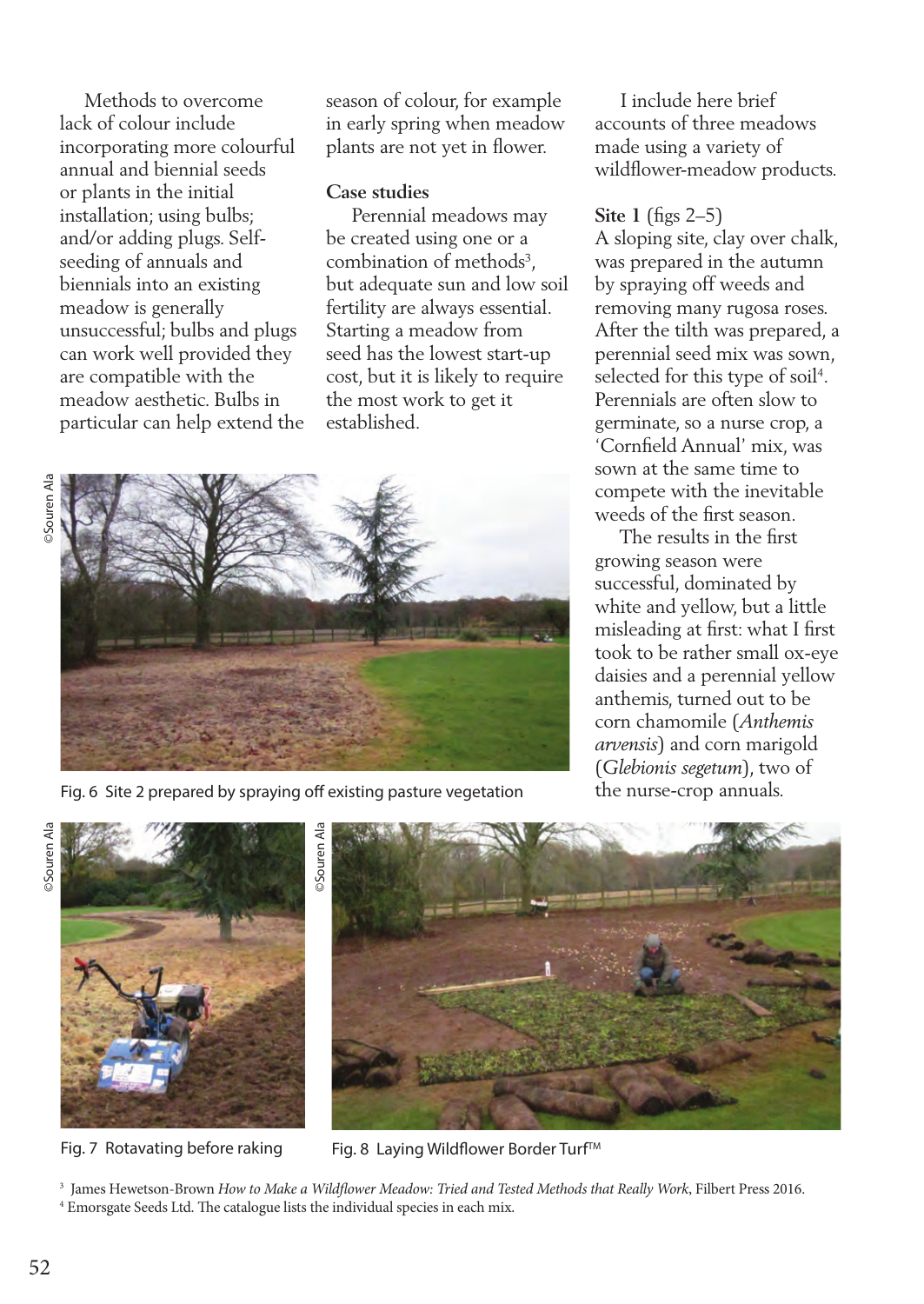Methods to overcome lack of colour include incorporating more colourful annual and biennial seeds or plants in the initial installation; using bulbs; and/or adding plugs. Self-seeding of annuals and biennials into an existing meadow is generally unsuccessful; bulbs and plugs can work well provided they are compatible with the meadow aesthetic. Bulbs in particular can help extend the season of colour, for example in early spring when meadow plants are not yet in flower.

## Case studies

Perennial meadows may be created using one or a combination of methods[3], but adequate sun and low soil fertility are always essential. Starting a meadow from seed has the lowest start-up cost, but it is likely to require the most work to get it established.

I include here brief accounts of three meadows made using a variety of wildflower-meadow products.

**Site 1** (figs 2–5)
A sloping site, clay over chalk, was prepared in the autumn by spraying off weeds and removing many rugosa roses. After the tilth was prepared, a perennial seed mix was sown, selected for this type of soil[4]. Perennials are often slow to germinate, so a nurse crop, a 'Cornfield Annual' mix, was sown at the same time to compete with the inevitable weeds of the first season.

The results in the first growing season were successful, dominated by white and yellow, but a little misleading at first: what I first took to be rather small ox-eye daisies and a perennial yellow anthemis, turned out to be corn chamomile (*Anthemis arvensis*) and corn marigold (*Glebionis segetum*), two of the nurse-crop annuals.

©Souren Ala

Fig. 6 Site 2 prepared by spraying off existing pasture vegetation

©Souren Ala

Fig. 7 Rotavating before raking

©Souren Ala

Fig. 8 Laying Wildflower Border Turf™

[3] James Hewetson-Brown *How to Make a Wildflower Meadow: Tried and Tested Methods that Really Work*, Filbert Press 2016.
[4] Emorsgate Seeds Ltd. The catalogue lists the individual species in each mix.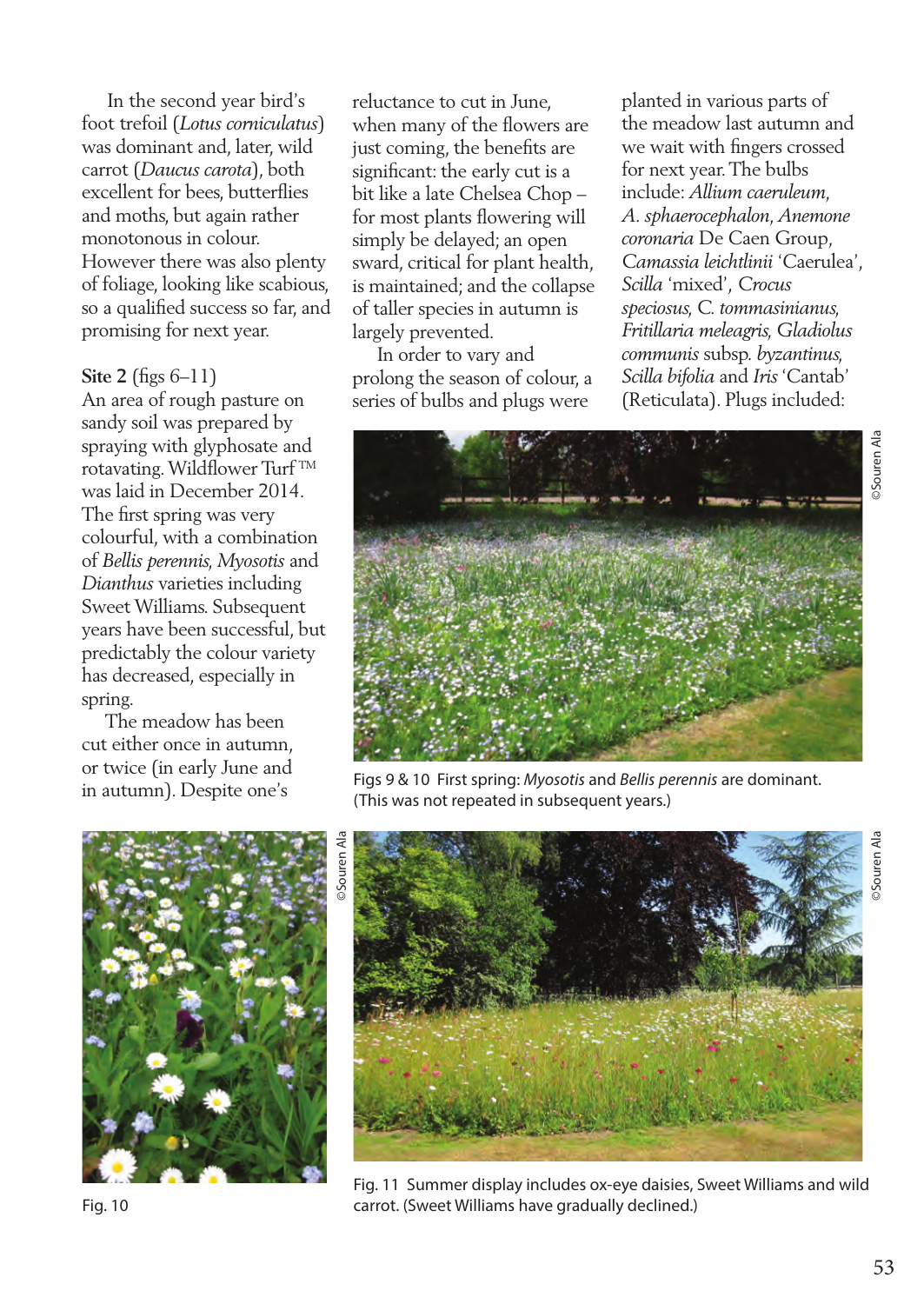In the second year bird's foot trefoil (*Lotus corniculatus*) was dominant and, later, wild carrot (*Daucus carota*), both excellent for bees, butterflies and moths, but again rather monotonous in colour. However there was also plenty of foliage, looking like scabious, so a qualified success so far, and promising for next year.

**Site 2** (figs 6–11)
An area of rough pasture on sandy soil was prepared by spraying with glyphosate and rotavating. Wildflower Turf™ was laid in December 2014. The first spring was very colourful, with a combination of *Bellis perennis*, *Myosotis* and *Dianthus* varieties including Sweet Williams. Subsequent years have been successful, but predictably the colour variety has decreased, especially in spring.

The meadow has been cut either once in autumn, or twice (in early June and in autumn). Despite one's reluctance to cut in June, when many of the flowers are just coming, the benefits are significant: the early cut is a bit like a late Chelsea Chop – for most plants flowering will simply be delayed; an open sward, critical for plant health, is maintained; and the collapse of taller species in autumn is largely prevented.

In order to vary and prolong the season of colour, a series of bulbs and plugs were planted in various parts of the meadow last autumn and we wait with fingers crossed for next year. The bulbs include: *Allium caeruleum*, *A. sphaerocephalon*, *Anemone coronaria* De Caen Group, *Camassia leichtlinii* 'Caerulea', *Scilla* 'mixed', *Crocus speciosus*, *C. tommasinianus*, *Fritillaria meleagris*, *Gladiolus communis* subsp. *byzantinus*, *Scilla bifolia* and *Iris* 'Cantab' (Reticulata). Plugs included:

©Souren Ala

Figs 9 & 10 First spring: *Myosotis* and *Bellis perennis* are dominant. (This was not repeated in subsequent years.)

©Souren Ala

Fig. 10

©Souren Ala

Fig. 11 Summer display includes ox-eye daisies, Sweet Williams and wild carrot. (Sweet Williams have gradually declined.)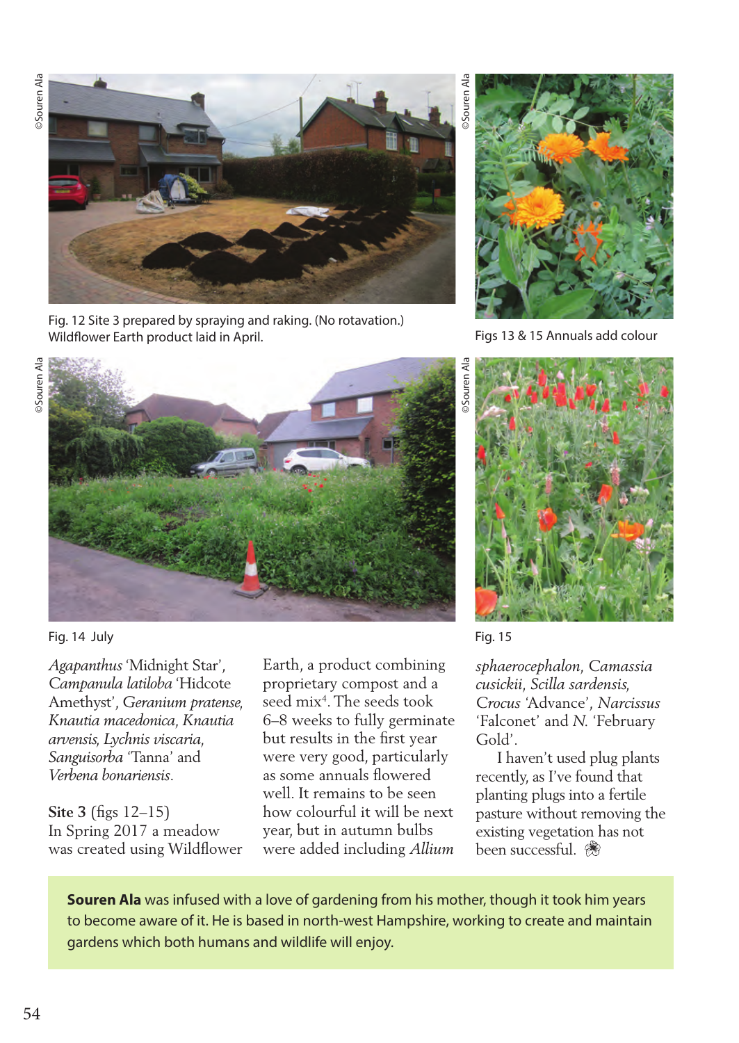©Souren Ala

Fig. 12 Site 3 prepared by spraying and raking. (No rotavation.) Wildflower Earth product laid in April.

©Souren Ala

Figs 13 & 15 Annuals add colour

©Souren Ala

Fig. 14 July

©Souren Ala

Fig. 15

*Agapanthus* 'Midnight Star', *Campanula latiloba* 'Hidcote Amethyst', *Geranium pratense*, *Knautia macedonica*, *Knautia arvensis*, *Lychnis viscaria*, *Sanguisorba* 'Tanna' and *Verbena bonariensis*.

**Site 3** (figs 12–15)
In Spring 2017 a meadow was created using Wildflower Earth, a product combining proprietary compost and a seed mix[4]. The seeds took 6–8 weeks to fully germinate but results in the first year were very good, particularly as some annuals flowered well. It remains to be seen how colourful it will be next year, but in autumn bulbs were added including *Allium sphaerocephalon*, *Camassia cusickii*, *Scilla sardensis*, *Crocus* 'Advance', *Narcissus* 'Falconet' and *N.* 'February Gold'.

I haven't used plug plants recently, as I've found that planting plugs into a fertile pasture without removing the existing vegetation has not been successful.

**Souren Ala** was infused with a love of gardening from his mother, though it took him years to become aware of it. He is based in north-west Hampshire, working to create and maintain gardens which both humans and wildlife will enjoy.